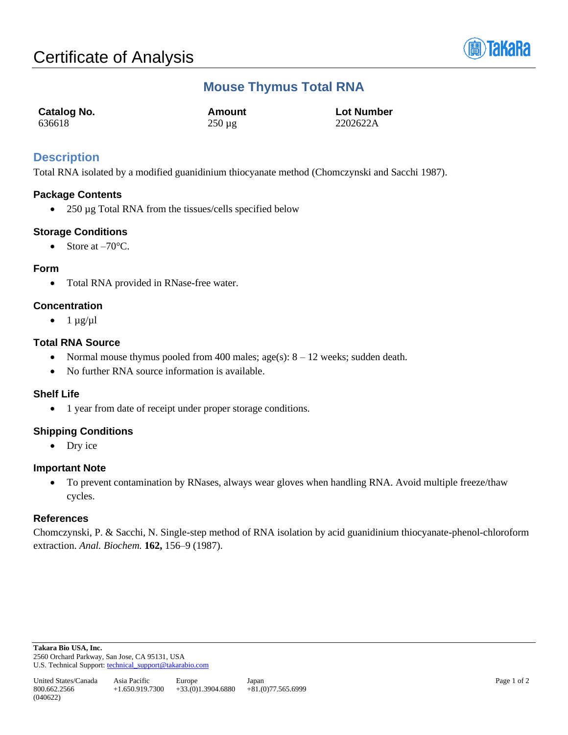# Certificate of Analysis

## Mouse Thymus Total RNA

| Catalog No. | Amount | Lot Number |
| --- | --- | --- |
| 636618 | 250 µg | 2202622A |

## Description

Total RNA isolated by a modified guanidinium thiocyanate method (Chomczynski and Sacchi 1987).

### Package Contents

- 250 µg Total RNA from the tissues/cells specified below

### Storage Conditions

- Store at –70°C.

### Form

- Total RNA provided in RNase-free water.

### Concentration

- 1 µg/µl

### Total RNA Source

- Normal mouse thymus pooled from 400 males; age(s): 8 – 12 weeks; sudden death.
- No further RNA source information is available.

### Shelf Life

- 1 year from date of receipt under proper storage conditions.

### Shipping Conditions

- Dry ice

### Important Note

- To prevent contamination by RNases, always wear gloves when handling RNA. Avoid multiple freeze/thaw cycles.

### References

Chomczynski, P. & Sacchi, N. Single-step method of RNA isolation by acid guanidinium thiocyanate-phenol-chloroform extraction. *Anal. Biochem.* **162,** 156–9 (1987).

**Takara Bio USA, Inc.**
2560 Orchard Parkway, San Jose, CA 95131, USA
U.S. Technical Support: technical_support@takarabio.com

| United States/Canada | Asia Pacific | Europe | Japan |
| --- | --- | --- | --- |
| 800.662.2566 | +1.650.919.7300 | +33.(0)1.3904.6880 | +81.(0)77.565.6999 |

(040622)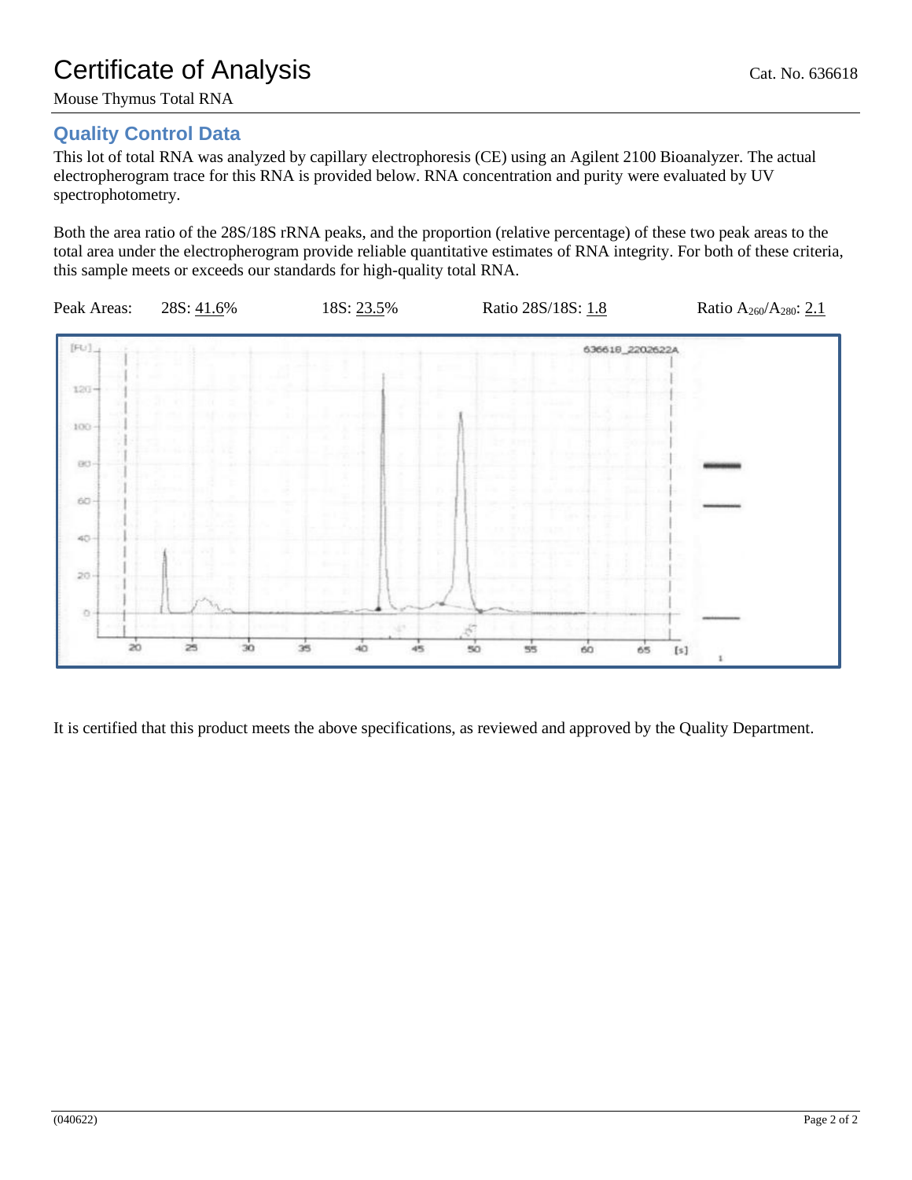# Certificate of Analysis

Cat. No. 636618

Mouse Thymus Total RNA

## Quality Control Data

This lot of total RNA was analyzed by capillary electrophoresis (CE) using an Agilent 2100 Bioanalyzer. The actual electropherogram trace for this RNA is provided below. RNA concentration and purity were evaluated by UV spectrophotometry.

Both the area ratio of the 28S/18S rRNA peaks, and the proportion (relative percentage) of these two peak areas to the total area under the electropherogram provide reliable quantitative estimates of RNA integrity. For both of these criteria, this sample meets or exceeds our standards for high-quality total RNA.

Peak Areas: 28S: 41.6% 18S: 23.5% Ratio 28S/18S: 1.8 Ratio $A_{260}/A_{280}$: 2.1

It is certified that this product meets the above specifications, as reviewed and approved by the Quality Department.

(040622)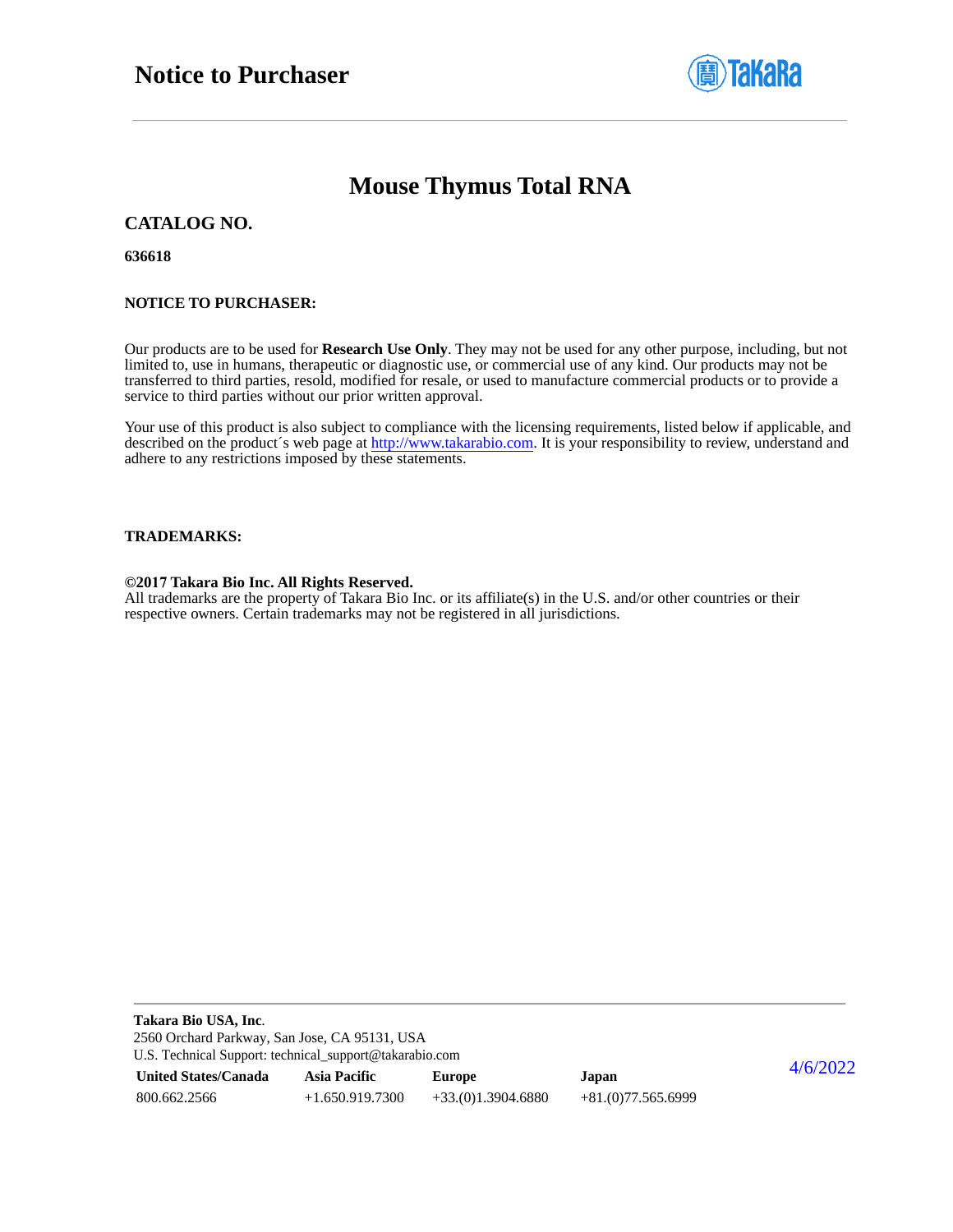# Notice to Purchaser

## Mouse Thymus Total RNA

### CATALOG NO.

**636618**

**NOTICE TO PURCHASER:**

Our products are to be used for **Research Use Only**. They may not be used for any other purpose, including, but not limited to, use in humans, therapeutic or diagnostic use, or commercial use of any kind. Our products may not be transferred to third parties, resold, modified for resale, or used to manufacture commercial products or to provide a service to third parties without our prior written approval.

Your use of this product is also subject to compliance with the licensing requirements, listed below if applicable, and described on the product´s web page at http://www.takarabio.com. It is your responsibility to review, understand and adhere to any restrictions imposed by these statements.

**TRADEMARKS:**

**©2017 Takara Bio Inc. All Rights Reserved.**
All trademarks are the property of Takara Bio Inc. or its affiliate(s) in the U.S. and/or other countries or their respective owners. Certain trademarks may not be registered in all jurisdictions.

**Takara Bio USA, Inc**.
2560 Orchard Parkway, San Jose, CA 95131, USA
U.S. Technical Support: technical_support@takarabio.com

| United States/Canada | Asia Pacific | Europe | Japan |
|---|---|---|---|
| 800.662.2566 | +1.650.919.7300 | +33.(0)1.3904.6880 | +81.(0)77.565.6999 |

4/6/2022